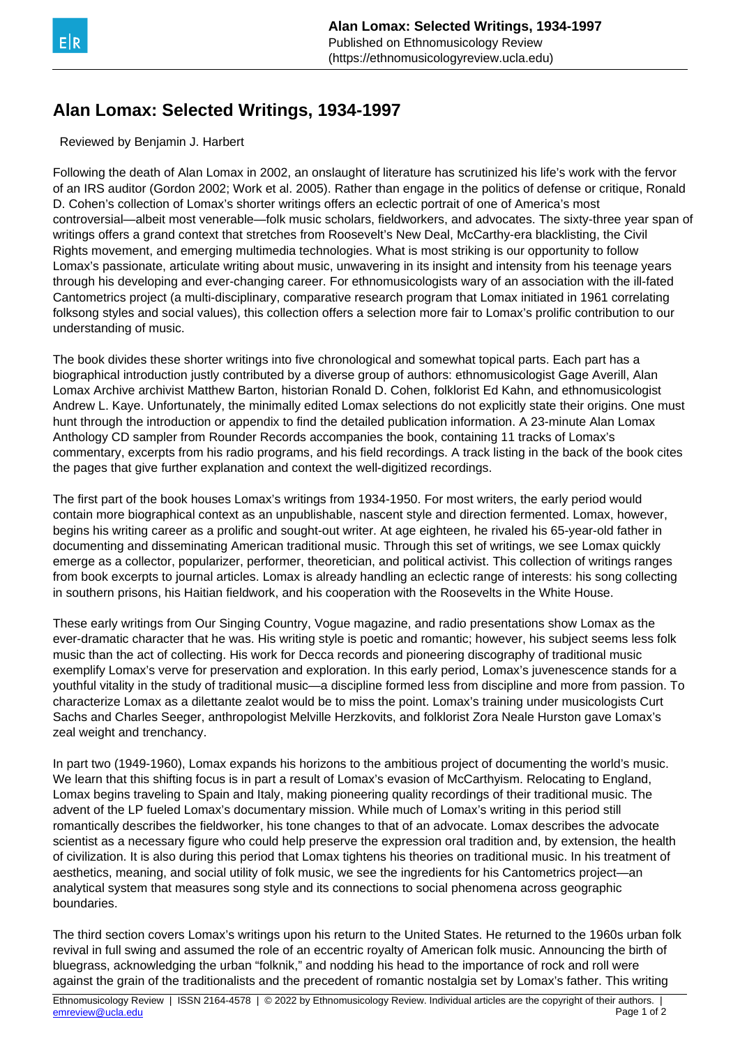# Alan Lomax: Selected Writings, 1934-1997

Reviewed by Benjamin J. Harbert

Following the death of Alan Lomax in 2002, an onslaught of literature has scrutinized his life's work with the fervor of an IRS auditor (Gordon 2002; Work et al. 2005). Rather than engage in the politics of defense or critique, Ronald D. Cohen's collection of Lomax's shorter writings offers an eclectic portrait of one of America's most controversial—albeit most venerable—folk music scholars, fieldworkers, and advocates. The sixty-three year span of writings offers a grand context that stretches from Roosevelt's New Deal, McCarthy-era blacklisting, the Civil Rights movement, and emerging multimedia technologies. What is most striking is our opportunity to follow Lomax's passionate, articulate writing about music, unwavering in its insight and intensity from his teenage years through his developing and ever-changing career. For ethnomusicologists wary of an association with the ill-fated Cantometrics project (a multi-disciplinary, comparative research program that Lomax initiated in 1961 correlating folksong styles and social values), this collection offers a selection more fair to Lomax's prolific contribution to our understanding of music.

The book divides these shorter writings into five chronological and somewhat topical parts. Each part has a biographical introduction justly contributed by a diverse group of authors: ethnomusicologist Gage Averill, Alan Lomax Archive archivist Matthew Barton, historian Ronald D. Cohen, folklorist Ed Kahn, and ethnomusicologist Andrew L. Kaye. Unfortunately, the minimally edited Lomax selections do not explicitly state their origins. One must hunt through the introduction or appendix to find the detailed publication information. A 23-minute Alan Lomax Anthology CD sampler from Rounder Records accompanies the book, containing 11 tracks of Lomax's commentary, excerpts from his radio programs, and his field recordings. A track listing in the back of the book cites the pages that give further explanation and context the well-digitized recordings.

The first part of the book houses Lomax's writings from 1934-1950. For most writers, the early period would contain more biographical context as an unpublishable, nascent style and direction fermented. Lomax, however, begins his writing career as a prolific and sought-out writer. At age eighteen, he rivaled his 65-year-old father in documenting and disseminating American traditional music. Through this set of writings, we see Lomax quickly emerge as a collector, popularizer, performer, theoretician, and political activist. This collection of writings ranges from book excerpts to journal articles. Lomax is already handling an eclectic range of interests: his song collecting in southern prisons, his Haitian fieldwork, and his cooperation with the Roosevelts in the White House.

These early writings from Our Singing Country, Vogue magazine, and radio presentations show Lomax as the ever-dramatic character that he was. His writing style is poetic and romantic; however, his subject seems less folk music than the act of collecting. His work for Decca records and pioneering discography of traditional music exemplify Lomax's verve for preservation and exploration. In this early period, Lomax's juvenescence stands for a youthful vitality in the study of traditional music—a discipline formed less from discipline and more from passion. To characterize Lomax as a dilettante zealot would be to miss the point. Lomax's training under musicologists Curt Sachs and Charles Seeger, anthropologist Melville Herzkovits, and folklorist Zora Neale Hurston gave Lomax's zeal weight and trenchancy.

In part two (1949-1960), Lomax expands his horizons to the ambitious project of documenting the world's music. We learn that this shifting focus is in part a result of Lomax's evasion of McCarthyism. Relocating to England, Lomax begins traveling to Spain and Italy, making pioneering quality recordings of their traditional music. The advent of the LP fueled Lomax's documentary mission. While much of Lomax's writing in this period still romantically describes the fieldworker, his tone changes to that of an advocate. Lomax describes the advocate scientist as a necessary figure who could help preserve the expression oral tradition and, by extension, the health of civilization. It is also during this period that Lomax tightens his theories on traditional music. In his treatment of aesthetics, meaning, and social utility of folk music, we see the ingredients for his Cantometrics project—an analytical system that measures song style and its connections to social phenomena across geographic boundaries.

The third section covers Lomax's writings upon his return to the United States. He returned to the 1960s urban folk revival in full swing and assumed the role of an eccentric royalty of American folk music. Announcing the birth of bluegrass, acknowledging the urban "folknik," and nodding his head to the importance of rock and roll were against the grain of the traditionalists and the precedent of romantic nostalgia set by Lomax's father. This writing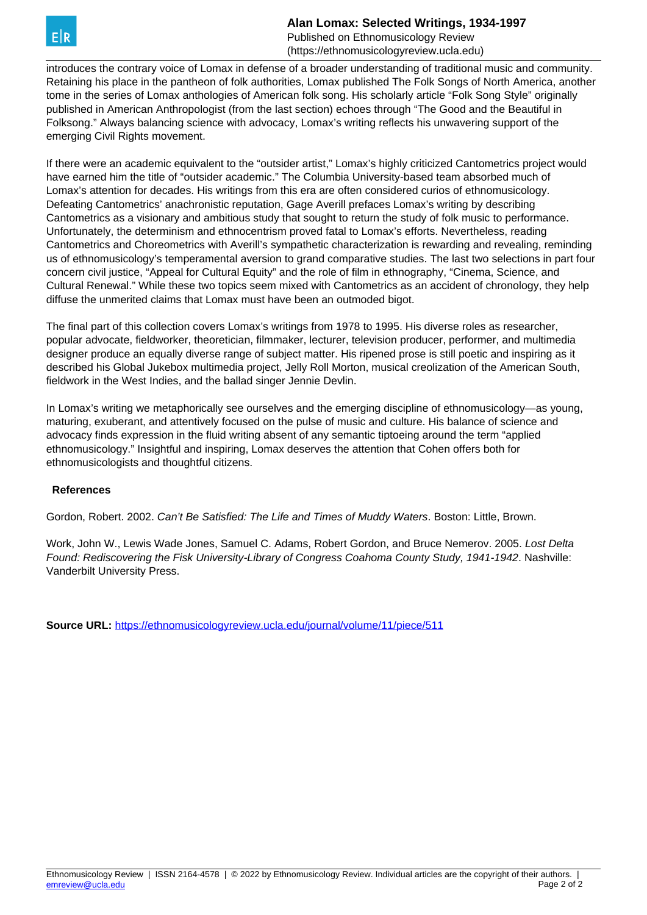introduces the contrary voice of Lomax in defense of a broader understanding of traditional music and community. Retaining his place in the pantheon of folk authorities, Lomax published The Folk Songs of North America, another tome in the series of Lomax anthologies of American folk song. His scholarly article "Folk Song Style" originally published in American Anthropologist (from the last section) echoes through "The Good and the Beautiful in Folksong." Always balancing science with advocacy, Lomax's writing reflects his unwavering support of the emerging Civil Rights movement.

If there were an academic equivalent to the "outsider artist," Lomax's highly criticized Cantometrics project would have earned him the title of "outsider academic." The Columbia University-based team absorbed much of Lomax's attention for decades. His writings from this era are often considered curios of ethnomusicology. Defeating Cantometrics' anachronistic reputation, Gage Averill prefaces Lomax's writing by describing Cantometrics as a visionary and ambitious study that sought to return the study of folk music to performance. Unfortunately, the determinism and ethnocentrism proved fatal to Lomax's efforts. Nevertheless, reading Cantometrics and Choreometrics with Averill's sympathetic characterization is rewarding and revealing, reminding us of ethnomusicology's temperamental aversion to grand comparative studies. The last two selections in part four concern civil justice, "Appeal for Cultural Equity" and the role of film in ethnography, "Cinema, Science, and Cultural Renewal." While these two topics seem mixed with Cantometrics as an accident of chronology, they help diffuse the unmerited claims that Lomax must have been an outmoded bigot.

The final part of this collection covers Lomax's writings from 1978 to 1995. His diverse roles as researcher, popular advocate, fieldworker, theoretician, filmmaker, lecturer, television producer, performer, and multimedia designer produce an equally diverse range of subject matter. His ripened prose is still poetic and inspiring as it described his Global Jukebox multimedia project, Jelly Roll Morton, musical creolization of the American South, fieldwork in the West Indies, and the ballad singer Jennie Devlin.

In Lomax's writing we metaphorically see ourselves and the emerging discipline of ethnomusicology—as young, maturing, exuberant, and attentively focused on the pulse of music and culture. His balance of science and advocacy finds expression in the fluid writing absent of any semantic tiptoeing around the term "applied ethnomusicology." Insightful and inspiring, Lomax deserves the attention that Cohen offers both for ethnomusicologists and thoughtful citizens.

## References

Gordon, Robert. 2002. *Can't Be Satisfied: The Life and Times of Muddy Waters*. Boston: Little, Brown.

Work, John W., Lewis Wade Jones, Samuel C. Adams, Robert Gordon, and Bruce Nemerov. 2005. *Lost Delta Found: Rediscovering the Fisk University-Library of Congress Coahoma County Study, 1941-1942*. Nashville: Vanderbilt University Press.

**Source URL:** https://ethnomusicologyreview.ucla.edu/journal/volume/11/piece/511